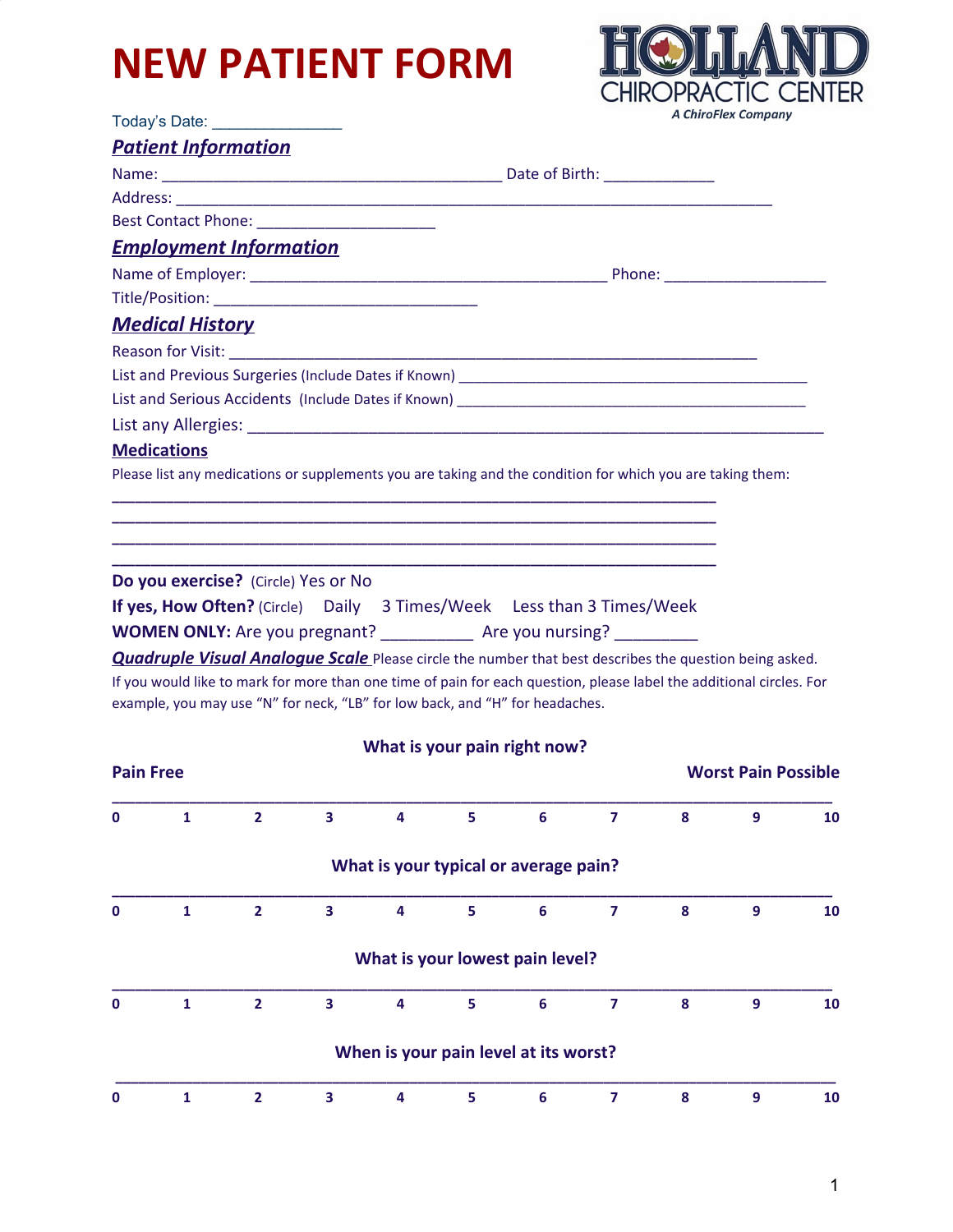# NEW PATIENT FORM

HOLLAND CHIROPRACTIC CENTER
*A ChiroFlex Company*

Today's Date: _______________

## ***Patient Information***

Name: __________________________________________ Date of Birth: _____________

Address: __________________________________________________________________________

Best Contact Phone: ______________________

## ***Employment Information***

Name of Employer: ____________________________________________ Phone: ____________________

Title/Position: ________________________________

## ***Medical History***

Reason for Visit: _________________________________________________________________

List and Previous Surgeries (Include Dates if Known) _____________________________________________

List and Serious Accidents (Include Dates if Known) _____________________________________________

List any Allergies: _________________________________________________________________________

**Medications**

Please list any medications or supplements you are taking and the condition for which you are taking them:

___________________________________________________________________________

___________________________________________________________________________

___________________________________________________________________________

___________________________________________________________________________

**Do you exercise?** (Circle) Yes or No

**If yes, How Often?** (Circle) Daily 3 Times/Week Less than 3 Times/Week

**WOMEN ONLY:** Are you pregnant? __________ Are you nursing? _________

***Quadruple Visual Analogue Scale*** Please circle the number that best describes the question being asked. If you would like to mark for more than one time of pain for each question, please label the additional circles. For example, you may use "N" for neck, "LB" for low back, and "H" for headaches.

**What is your pain right now?**

**Pain Free** **Worst Pain Possible**

**0 1 2 3 4 5 6 7 8 9 10**

**What is your typical or average pain?**

**0 1 2 3 4 5 6 7 8 9 10**

**What is your lowest pain level?**

**0 1 2 3 4 5 6 7 8 9 10**

**When is your pain level at its worst?**

**0 1 2 3 4 5 6 7 8 9 10**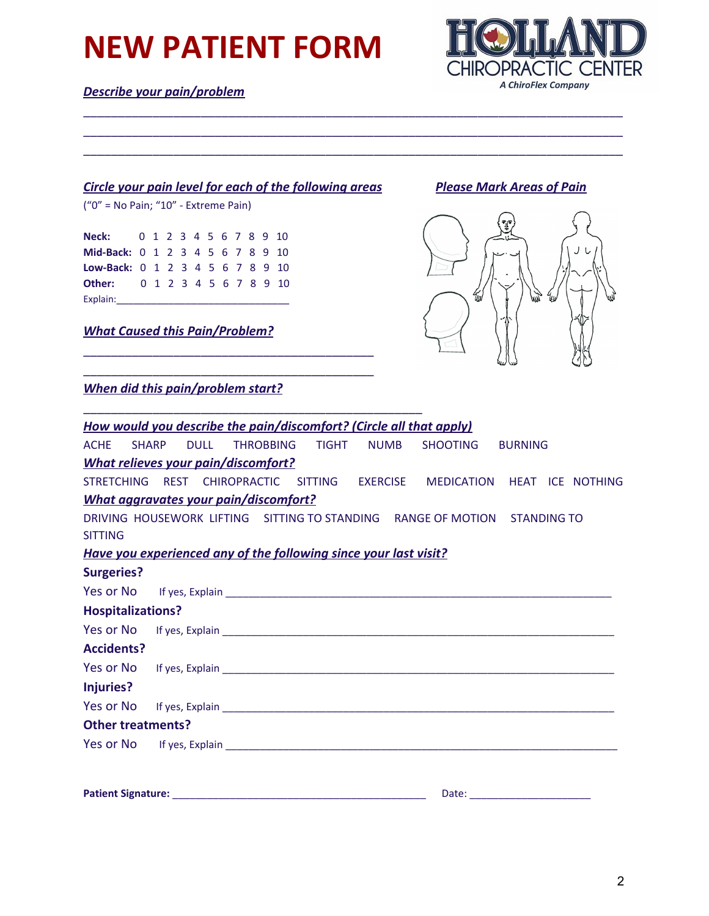# NEW PATIENT FORM

HOLLAND CHIROPRACTIC CENTER
*A ChiroFlex Company*

***Describe your pain/problem***

______________________________________________________________________________

______________________________________________________________________________

______________________________________________________________________________

***Circle your pain level for each of the following areas***

("0" = No Pain; "10" - Extreme Pain)

**Neck:** 0 1 2 3 4 5 6 7 8 9 10
**Mid-Back:** 0 1 2 3 4 5 6 7 8 9 10
**Low-Back:** 0 1 2 3 4 5 6 7 8 9 10
**Other:** 0 1 2 3 4 5 6 7 8 9 10
Explain:_______________________________

***Please Mark Areas of Pain***

***What Caused this Pain/Problem?***

_____________________________________________

_____________________________________________

***When did this pain/problem start?***

_____________________________________________

***How would you describe the pain/discomfort? (Circle all that apply)***

ACHE SHARP DULL THROBBING TIGHT NUMB SHOOTING BURNING

***What relieves your pain/discomfort?***

STRETCHING REST CHIROPRACTIC SITTING EXERCISE MEDICATION HEAT ICE NOTHING

***What aggravates your pain/discomfort?***

DRIVING HOUSEWORK LIFTING SITTING TO STANDING RANGE OF MOTION STANDING TO SITTING

***Have you experienced any of the following since your last visit?***

**Surgeries?**

Yes or No If yes, Explain ____________________________________________________________

**Hospitalizations?**

Yes or No If yes, Explain ____________________________________________________________

**Accidents?**

Yes or No If yes, Explain ____________________________________________________________

**Injuries?**

Yes or No If yes, Explain ____________________________________________________________

**Other treatments?**

Yes or No If yes, Explain ____________________________________________________________

**Patient Signature:** ________________________________________ Date: ____________________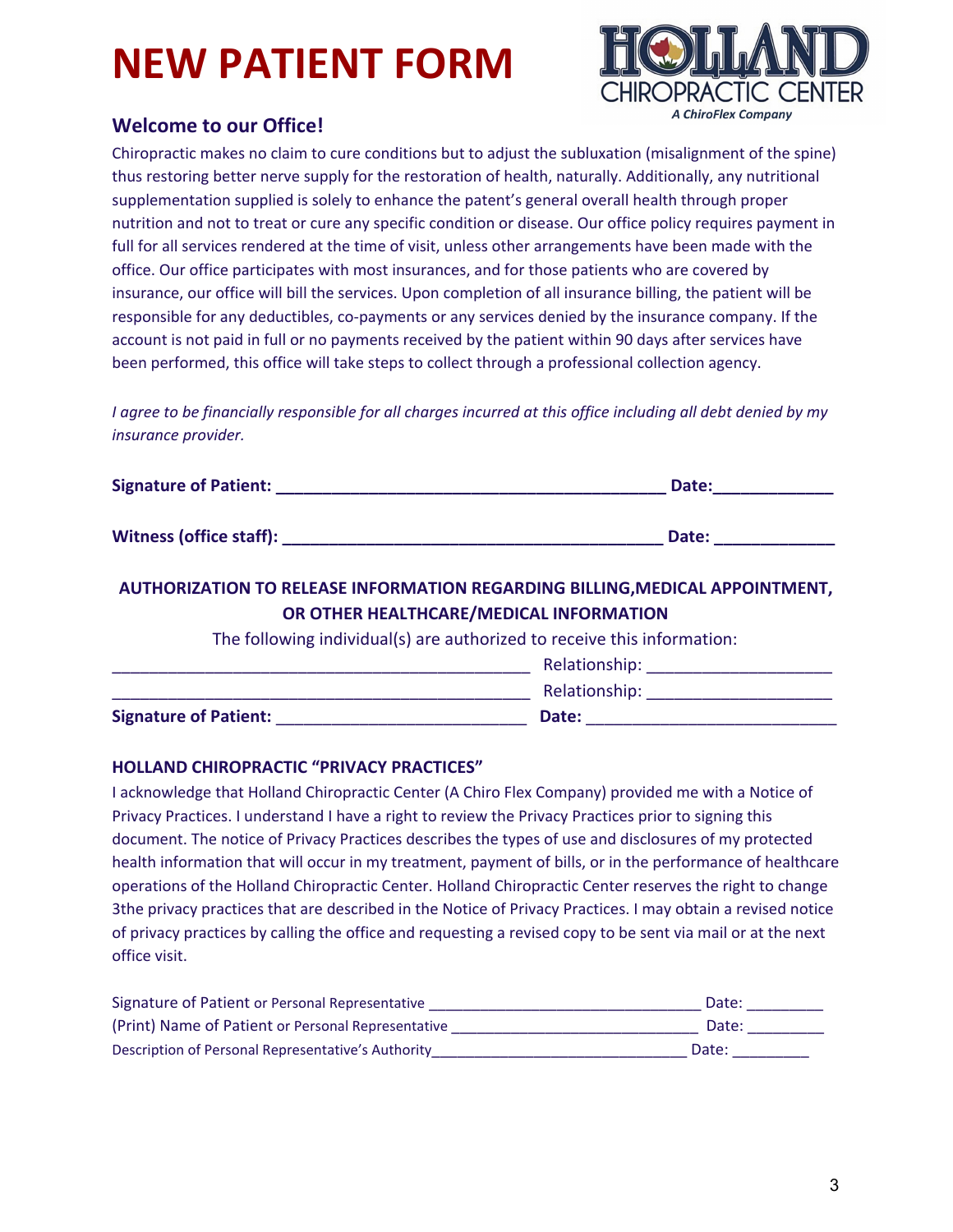# NEW PATIENT FORM

HOLLAND CHIROPRACTIC CENTER
*A ChiroFlex Company*

## Welcome to our Office!

Chiropractic makes no claim to cure conditions but to adjust the subluxation (misalignment of the spine) thus restoring better nerve supply for the restoration of health, naturally. Additionally, any nutritional supplementation supplied is solely to enhance the patent's general overall health through proper nutrition and not to treat or cure any specific condition or disease. Our office policy requires payment in full for all services rendered at the time of visit, unless other arrangements have been made with the office. Our office participates with most insurances, and for those patients who are covered by insurance, our office will bill the services. Upon completion of all insurance billing, the patient will be responsible for any deductibles, co-payments or any services denied by the insurance company. If the account is not paid in full or no payments received by the patient within 90 days after services have been performed, this office will take steps to collect through a professional collection agency.

*I agree to be financially responsible for all charges incurred at this office including all debt denied by my insurance provider.*

**Signature of Patient: ___________________________________________ Date:_____________**

**Witness (office staff): __________________________________________ Date: _____________**

### AUTHORIZATION TO RELEASE INFORMATION REGARDING BILLING,MEDICAL APPOINTMENT, OR OTHER HEALTHCARE/MEDICAL INFORMATION

The following individual(s) are authorized to receive this information:

______________________________________________ Relationship: ____________________

______________________________________________ Relationship: ____________________

**Signature of Patient:** ___________________________ **Date:** ___________________________

### HOLLAND CHIROPRACTIC "PRIVACY PRACTICES"

I acknowledge that Holland Chiropractic Center (A Chiro Flex Company) provided me with a Notice of Privacy Practices. I understand I have a right to review the Privacy Practices prior to signing this document. The notice of Privacy Practices describes the types of use and disclosures of my protected health information that will occur in my treatment, payment of bills, or in the performance of healthcare operations of the Holland Chiropractic Center. Holland Chiropractic Center reserves the right to change 3the privacy practices that are described in the Notice of Privacy Practices. I may obtain a revised notice of privacy practices by calling the office and requesting a revised copy to be sent via mail or at the next office visit.

Signature of Patient or Personal Representative ________________________________ Date: _________

(Print) Name of Patient or Personal Representative _____________________________ Date: _________

Description of Personal Representative's Authority______________________________ Date: _________